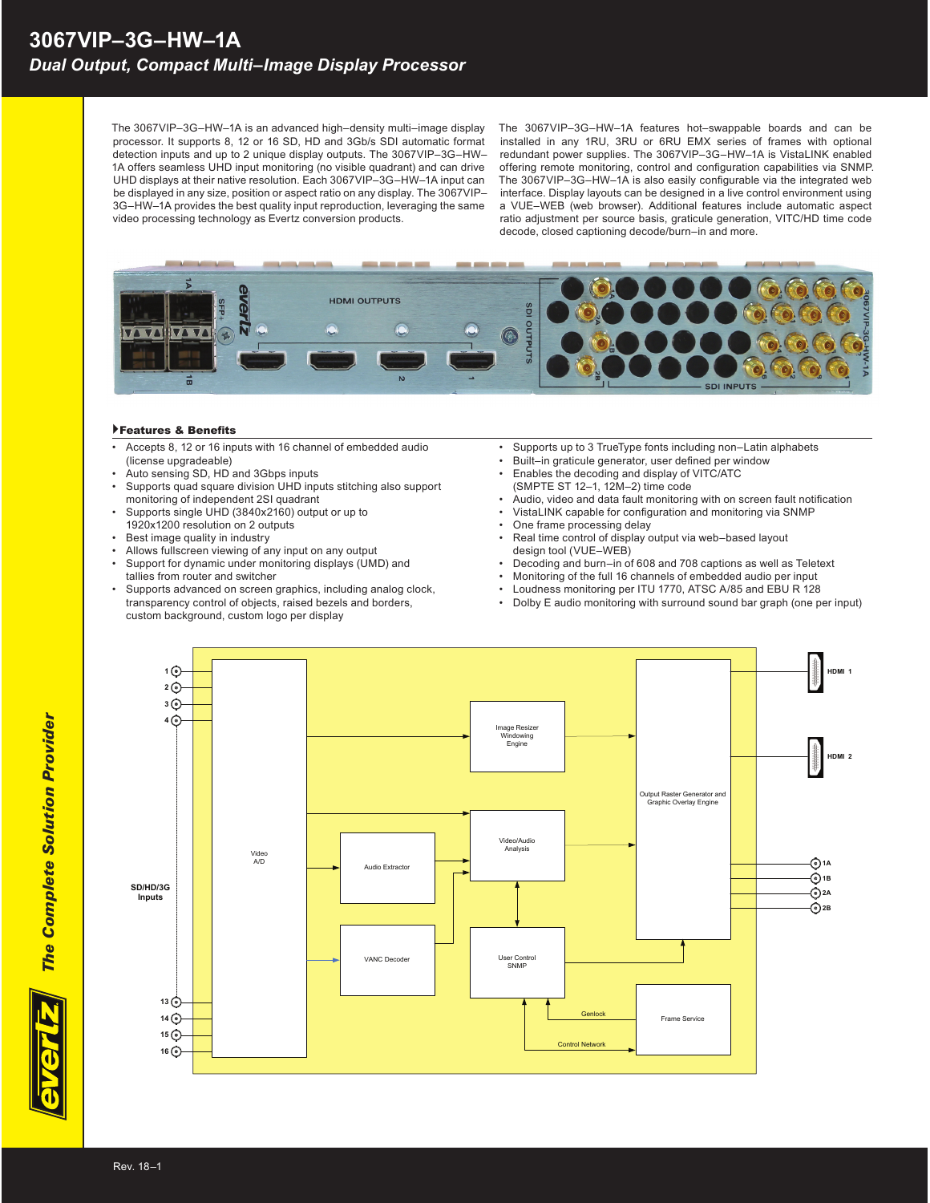# 3067VIP–3G–HW–1A

## *Dual Output, Compact Multi–Image Display Processor*

The 3067VIP–3G–HW–1A is an advanced high–density multi–image display processor. It supports 8, 12 or 16 SD, HD and 3Gb/s SDI automatic format detection inputs and up to 2 unique display outputs. The 3067VIP–3G–HW–1A offers seamless UHD input monitoring (no visible quadrant) and can drive UHD displays at their native resolution. Each 3067VIP–3G–HW–1A input can be displayed in any size, position or aspect ratio on any display. The 3067VIP–3G–HW–1A provides the best quality input reproduction, leveraging the same video processing technology as Evertz conversion products.

The 3067VIP–3G–HW–1A features hot–swappable boards and can be installed in any 1RU, 3RU or 6RU EMX series of frames with optional redundant power supplies. The 3067VIP–3G–HW–1A is VistaLINK enabled offering remote monitoring, control and configuration capabilities via SNMP. The 3067VIP–3G–HW–1A is also easily configurable via the integrated web interface. Display layouts can be designed in a live control environment using a VUE–WEB (web browser). Additional features include automatic aspect ratio adjustment per source basis, graticule generation, VITC/HD time code decode, closed captioning decode/burn–in and more.

### Features & Benefits

- Accepts 8, 12 or 16 inputs with 16 channel of embedded audio (license upgradeable)
- Auto sensing SD, HD and 3Gbps inputs
- Supports quad square division UHD inputs stitching also support monitoring of independent 2SI quadrant
- Supports single UHD (3840x2160) output or up to 1920x1200 resolution on 2 outputs
- Best image quality in industry
- Allows fullscreen viewing of any input on any output
- Support for dynamic under monitoring displays (UMD) and tallies from router and switcher
- Supports advanced on screen graphics, including analog clock, transparency control of objects, raised bezels and borders, custom background, custom logo per display
- Supports up to 3 TrueType fonts including non–Latin alphabets
- Built–in graticule generator, user defined per window
- Enables the decoding and display of VITC/ATC (SMPTE ST 12–1, 12M–2) time code
- Audio, video and data fault monitoring with on screen fault notification
- VistaLINK capable for configuration and monitoring via SNMP
- One frame processing delay
- Real time control of display output via web–based layout design tool (VUE–WEB)
- Decoding and burn–in of 608 and 708 captions as well as Teletext
- Monitoring of the full 16 channels of embedded audio per input
- Loudness monitoring per ITU 1770, ATSC A/85 and EBU R 128
- Dolby E audio monitoring with surround sound bar graph (one per input)

Rev. 18–1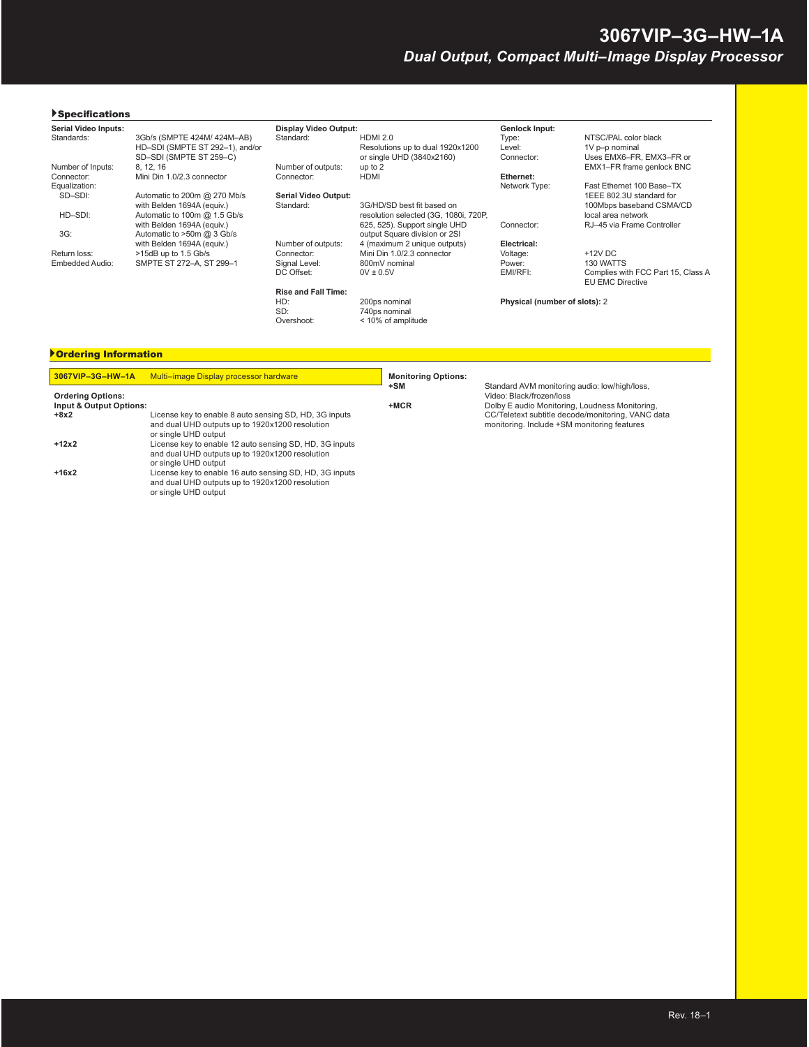# 3067VIP–3G–HW–1A

## *Dual Output, Compact Multi–Image Display Processor*

### Specifications

**Serial Video Inputs:**

| | |
|---|---|
| Standards: | 3Gb/s (SMPTE 424M/ 424M–AB) HD–SDI (SMPTE ST 292–1), and/or SD–SDI (SMPTE ST 259–C) |
| Number of Inputs: | 8, 12, 16 |
| Connector: | Mini Din 1.0/2.3 connector |
| Equalization: | |
| SD–SDI: | Automatic to 200m @ 270 Mb/s with Belden 1694A (equiv.) |
| HD–SDI: | Automatic to 100m @ 1.5 Gb/s with Belden 1694A (equiv.) |
| 3G: | Automatic to >50m @ 3 Gb/s with Belden 1694A (equiv.) |
| Return loss: | >15dB up to 1.5 Gb/s |
| Embedded Audio: | SMPTE ST 272–A, ST 299–1 |

**Display Video Output:**

| | |
|---|---|
| Standard: | HDMI 2.0 Resolutions up to dual 1920x1200 or single UHD (3840x2160) |
| Number of outputs: | up to 2 |
| Connector: | HDMI |

**Serial Video Output:**

| | |
|---|---|
| Standard: | 3G/HD/SD best fit based on resolution selected (3G, 1080i, 720P, 625, 525). Support single UHD output Square division or 2SI |
| Number of outputs: | 4 (maximum 2 unique outputs) |
| Connector: | Mini Din 1.0/2.3 connector |
| Signal Level: | 800mV nominal |
| DC Offset: | 0V ± 0.5V |

**Rise and Fall Time:**

| | |
|---|---|
| HD: | 200ps nominal |
| SD: | 740ps nominal |
| Overshoot: | < 10% of amplitude |

**Genlock Input:**

| | |
|---|---|
| Type: | NTSC/PAL color black |
| Level: | 1V p–p nominal |
| Connector: | Uses EMX6–FR, EMX3–FR or EMX1–FR frame genlock BNC |

**Ethernet:**

| | |
|---|---|
| Network Type: | Fast Ethernet 100 Base–TX 1EEE 802.3U standard for 100Mbps baseband CSMA/CD local area network |
| Connector: | RJ–45 via Frame Controller |

**Electrical:**

| | |
|---|---|
| Voltage: | +12V DC |
| Power: | 130 WATTS |
| EMI/RFI: | Complies with FCC Part 15, Class A EU EMC Directive |

**Physical (number of slots):** 2

### Ordering Information

| | |
|---|---|
| **3067VIP–3G–HW–1A** | Multi–image Display processor hardware |

**Ordering Options:**

**Input & Output Options:**

| | |
|---|---|
| **+8x2** | License key to enable 8 auto sensing SD, HD, 3G inputs and dual UHD outputs up to 1920x1200 resolution or single UHD output |
| **+12x2** | License key to enable 12 auto sensing SD, HD, 3G inputs and dual UHD outputs up to 1920x1200 resolution or single UHD output |
| **+16x2** | License key to enable 16 auto sensing SD, HD, 3G inputs and dual UHD outputs up to 1920x1200 resolution or single UHD output |

**Monitoring Options:**

| | |
|---|---|
| **+SM** | Standard AVM monitoring audio: low/high/loss, Video: Black/frozen/loss |
| **+MCR** | Dolby E audio Monitoring, Loudness Monitoring, CC/Teletext subtitle decode/monitoring, VANC data monitoring. Include +SM monitoring features |

Rev. 18–1